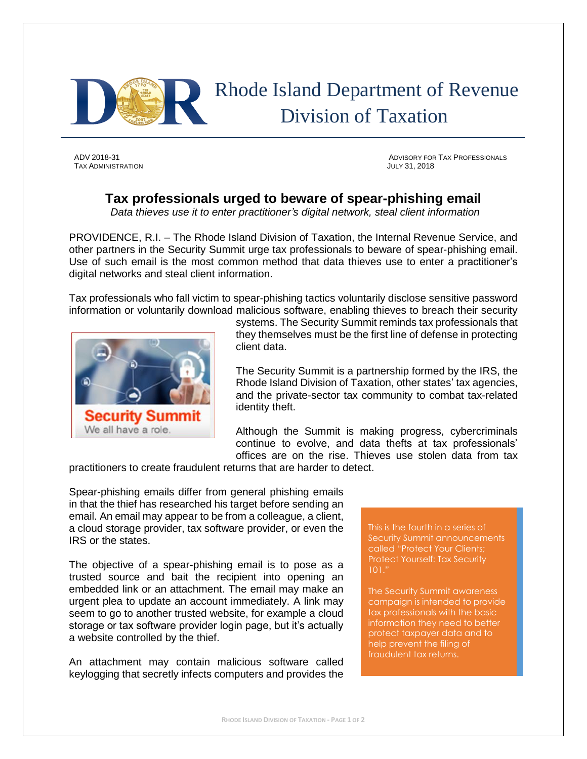# Rhode Island Department of Revenue
## Division of Taxation

ADV 2018-31
TAX ADMINISTRATION

ADVISORY FOR TAX PROFESSIONALS
JULY 31, 2018

## Tax professionals urged to beware of spear-phishing email

*Data thieves use it to enter practitioner's digital network, steal client information*

PROVIDENCE, R.I. – The Rhode Island Division of Taxation, the Internal Revenue Service, and other partners in the Security Summit urge tax professionals to beware of spear-phishing email. Use of such email is the most common method that data thieves use to enter a practitioner's digital networks and steal client information.

Tax professionals who fall victim to spear-phishing tactics voluntarily disclose sensitive password information or voluntarily download malicious software, enabling thieves to breach their security systems. The Security Summit reminds tax professionals that they themselves must be the first line of defense in protecting client data.

The Security Summit is a partnership formed by the IRS, the Rhode Island Division of Taxation, other states' tax agencies, and the private-sector tax community to combat tax-related identity theft.

Although the Summit is making progress, cybercriminals continue to evolve, and data thefts at tax professionals' offices are on the rise. Thieves use stolen data from tax practitioners to create fraudulent returns that are harder to detect.

Spear-phishing emails differ from general phishing emails in that the thief has researched his target before sending an email. An email may appear to be from a colleague, a client, a cloud storage provider, tax software provider, or even the IRS or the states.

The objective of a spear-phishing email is to pose as a trusted source and bait the recipient into opening an embedded link or an attachment. The email may make an urgent plea to update an account immediately. A link may seem to go to another trusted website, for example a cloud storage or tax software provider login page, but it's actually a website controlled by the thief.

An attachment may contain malicious software called keylogging that secretly infects computers and provides the

> This is the fourth in a series of Security Summit announcements called "Protect Your Clients; Protect Yourself: Tax Security 101."
>
> The Security Summit awareness campaign is intended to provide tax professionals with the basic information they need to better protect taxpayer data and to help prevent the filing of fraudulent tax returns.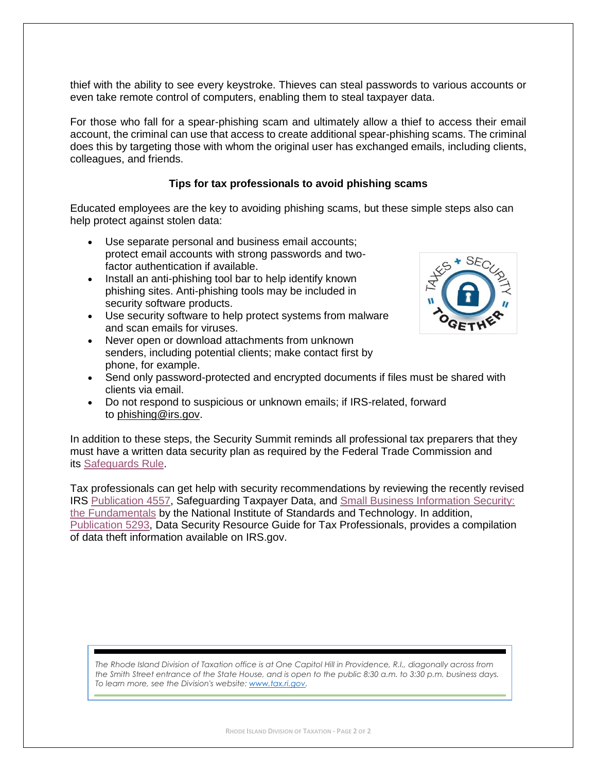thief with the ability to see every keystroke. Thieves can steal passwords to various accounts or even take remote control of computers, enabling them to steal taxpayer data.

For those who fall for a spear-phishing scam and ultimately allow a thief to access their email account, the criminal can use that access to create additional spear-phishing scams. The criminal does this by targeting those with whom the original user has exchanged emails, including clients, colleagues, and friends.

**Tips for tax professionals to avoid phishing scams**

Educated employees are the key to avoiding phishing scams, but these simple steps also can help protect against stolen data:

- Use separate personal and business email accounts; protect email accounts with strong passwords and two-factor authentication if available.
- Install an anti-phishing tool bar to help identify known phishing sites. Anti-phishing tools may be included in security software products.
- Use security software to help protect systems from malware and scan emails for viruses.
- Never open or download attachments from unknown senders, including potential clients; make contact first by phone, for example.
- Send only password-protected and encrypted documents if files must be shared with clients via email.
- Do not respond to suspicious or unknown emails; if IRS-related, forward to phishing@irs.gov.

In addition to these steps, the Security Summit reminds all professional tax preparers that they must have a written data security plan as required by the Federal Trade Commission and its Safeguards Rule.

Tax professionals can get help with security recommendations by reviewing the recently revised IRS Publication 4557, Safeguarding Taxpayer Data, and Small Business Information Security: the Fundamentals by the National Institute of Standards and Technology. In addition, Publication 5293, Data Security Resource Guide for Tax Professionals, provides a compilation of data theft information available on IRS.gov.

*The Rhode Island Division of Taxation office is at One Capitol Hill in Providence, R.I., diagonally across from the Smith Street entrance of the State House, and is open to the public 8:30 a.m. to 3:30 p.m. business days. To learn more, see the Division's website: www.tax.ri.gov.*